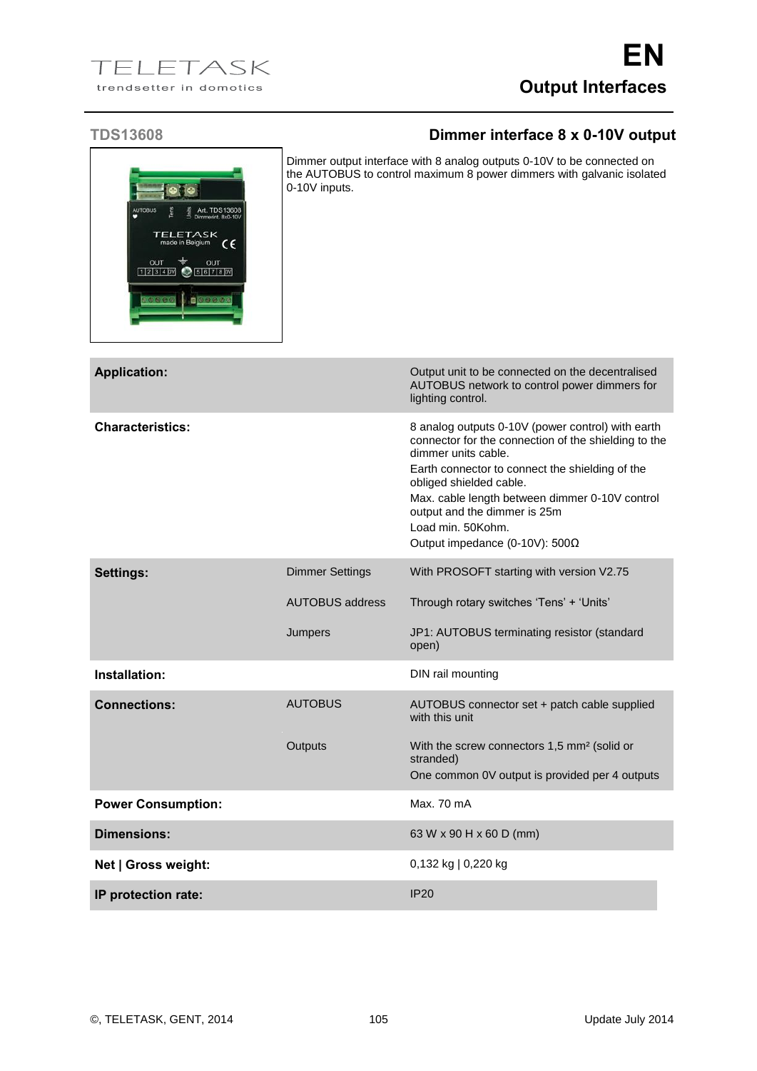# TELETASK

trendsetter in domotics

**EN**

## Output Interfaces

### TDS13608 — Dimmer interface 8 x 0-10V output

Dimmer output interface with 8 analog outputs 0-10V to be connected on the AUTOBUS to control maximum 8 power dimmers with galvanic isolated 0-10V inputs.

| | | |
|---|---|---|
| **Application:** | | Output unit to be connected on the decentralised AUTOBUS network to control power dimmers for lighting control. |
| **Characteristics:** | | 8 analog outputs 0-10V (power control) with earth connector for the connection of the shielding to the dimmer units cable.<br>Earth connector to connect the shielding of the obliged shielded cable.<br>Max. cable length between dimmer 0-10V control output and the dimmer is 25m<br>Load min. 50Kohm.<br>Output impedance (0-10V): 500Ω |
| **Settings:** | Dimmer Settings | With PROSOFT starting with version V2.75 |
| | AUTOBUS address | Through rotary switches 'Tens' + 'Units' |
| | Jumpers | JP1: AUTOBUS terminating resistor (standard open) |
| **Installation:** | | DIN rail mounting |
| **Connections:** | AUTOBUS | AUTOBUS connector set + patch cable supplied with this unit |
| | Outputs | With the screw connectors 1,5 mm² (solid or stranded)<br>One common 0V output is provided per 4 outputs |
| **Power Consumption:** | | Max. 70 mA |
| **Dimensions:** | | 63 W x 90 H x 60 D (mm) |
| **Net \| Gross weight:** | | 0,132 kg \| 0,220 kg |
| **IP protection rate:** | | IP20 |

©, TELETASK, GENT, 2014 — Update July 2014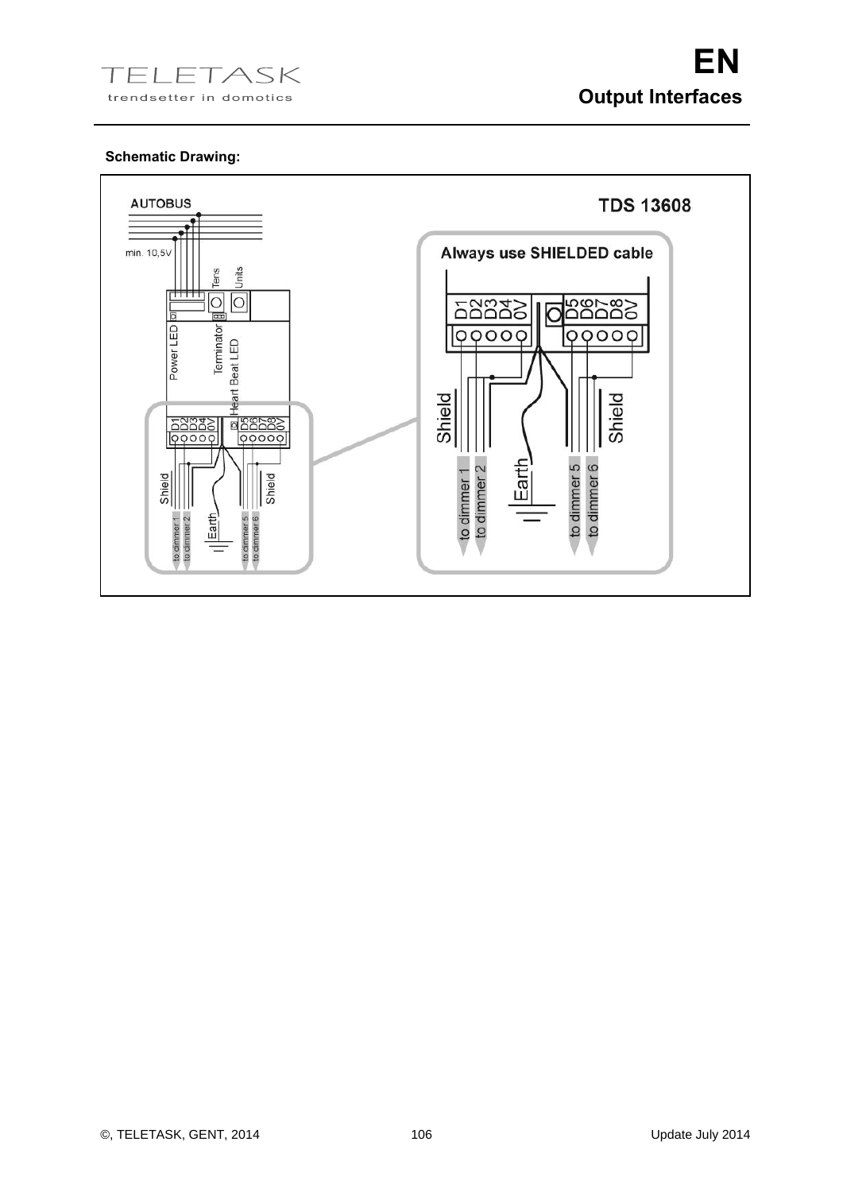**Schematic Drawing:**

AUTOBUS

TDS 13608

min. 10,5V

Tens

Units

Power LED

Terminator

Heart Beat LED

D1 D2 D3 D4 0V

D5 D6 D7 D8 0V

Shield

to dimmer 1

to dimmer 2

Earth

to dimmer 5

to dimmer 6

Shield

Always use SHIELDED cable

D1 D2 D3 D4 0V

D5 D6 D7 D8 0V

Shield

to dimmer 1

to dimmer 2

Earth

to dimmer 5

to dimmer 6

Shield